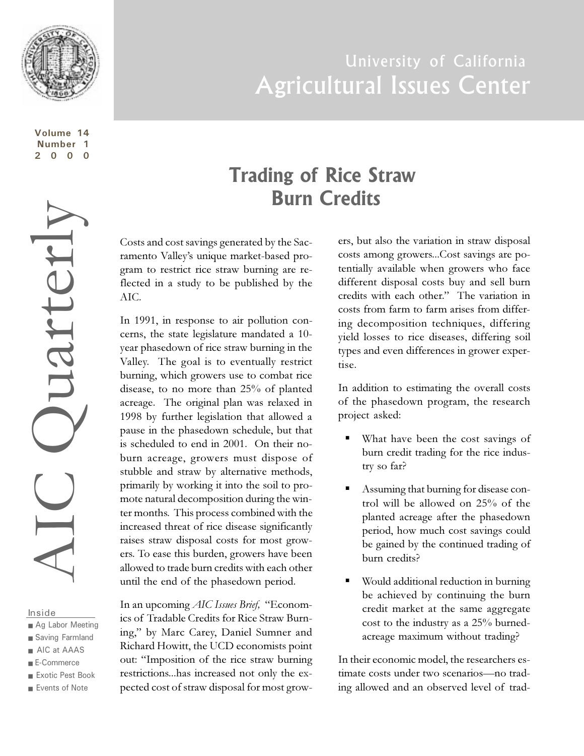University of California

# Agricultural Issues Center

**Volume 14**
**Number 1**
**2000**

AIC Quarterly

## Trading of Rice Straw Burn Credits

Costs and cost savings generated by the Sacramento Valley's unique market-based program to restrict rice straw burning are reflected in a study to be published by the AIC.

In 1991, in response to air pollution concerns, the state legislature mandated a 10-year phasedown of rice straw burning in the Valley. The goal is to eventually restrict burning, which growers use to combat rice disease, to no more than 25% of planted acreage. The original plan was relaxed in 1998 by further legislation that allowed a pause in the phasedown schedule, but that is scheduled to end in 2001. On their no-burn acreage, growers must dispose of stubble and straw by alternative methods, primarily by working it into the soil to promote natural decomposition during the winter months. This process combined with the increased threat of rice disease significantly raises straw disposal costs for most growers. To ease this burden, growers have been allowed to trade burn credits with each other until the end of the phasedown period.

In an upcoming *AIC Issues Brief,* "Economics of Tradable Credits for Rice Straw Burning," by Marc Carey, Daniel Sumner and Richard Howitt, the UCD economists point out: "Imposition of the rice straw burning restrictions...has increased not only the expected cost of straw disposal for most growers, but also the variation in straw disposal costs among growers...Cost savings are potentially available when growers who face different disposal costs buy and sell burn credits with each other." The variation in costs from farm to farm arises from differing decomposition techniques, differing yield losses to rice diseases, differing soil types and even differences in grower expertise.

In addition to estimating the overall costs of the phasedown program, the research project asked:

- What have been the cost savings of burn credit trading for the rice industry so far?
- Assuming that burning for disease control will be allowed on 25% of the planted acreage after the phasedown period, how much cost savings could be gained by the continued trading of burn credits?
- Would additional reduction in burning be achieved by continuing the burn credit market at the same aggregate cost to the industry as a 25% burned-acreage maximum without trading?

In their economic model, the researchers estimate costs under two scenarios—no trading allowed and an observed level of trad-

Inside
- Ag Labor Meeting
- Saving Farmland
- AIC at AAAS
- E-Commerce
- Exotic Pest Book
- Events of Note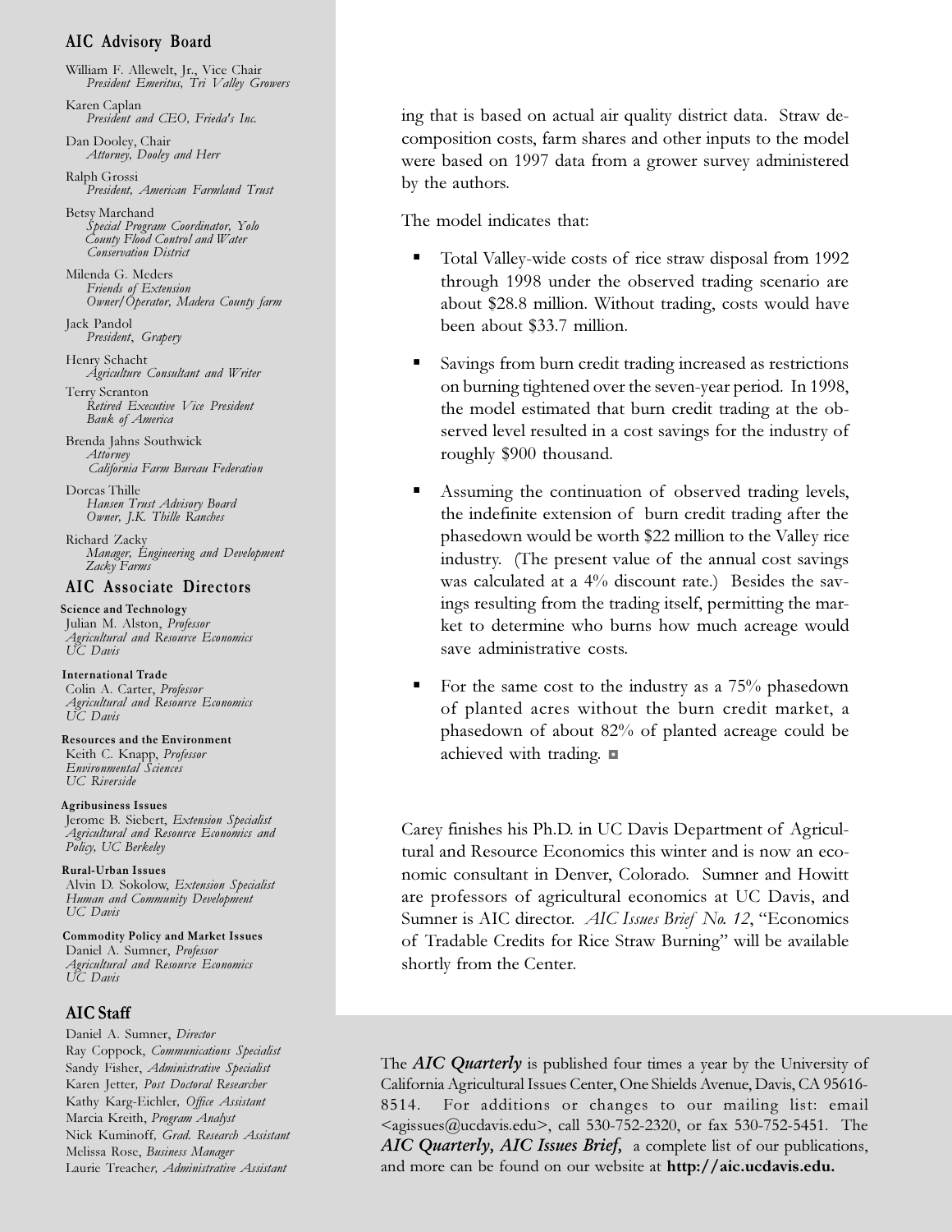ing that is based on actual air quality district data. Straw decomposition costs, farm shares and other inputs to the model were based on 1997 data from a grower survey administered by the authors.

The model indicates that:

- Total Valley-wide costs of rice straw disposal from 1992 through 1998 under the observed trading scenario are about $28.8 million. Without trading, costs would have been about $33.7 million.

- Savings from burn credit trading increased as restrictions on burning tightened over the seven-year period. In 1998, the model estimated that burn credit trading at the observed level resulted in a cost savings for the industry of roughly $900 thousand.

- Assuming the continuation of observed trading levels, the indefinite extension of burn credit trading after the phasedown would be worth $22 million to the Valley rice industry. (The present value of the annual cost savings was calculated at a 4% discount rate.) Besides the savings resulting from the trading itself, permitting the market to determine who burns how much acreage would save administrative costs.

- For the same cost to the industry as a 75% phasedown of planted acres without the burn credit market, a phasedown of about 82% of planted acreage could be achieved with trading. ◘

Carey finishes his Ph.D. in UC Davis Department of Agricultural and Resource Economics this winter and is now an economic consultant in Denver, Colorado. Sumner and Howitt are professors of agricultural economics at UC Davis, and Sumner is AIC director. *AIC Issues Brief No. 12*, "Economics of Tradable Credits for Rice Straw Burning" will be available shortly from the Center.

## AIC Advisory Board

William F. Allewelt, Jr., Vice Chair
*President Emeritus, Tri Valley Growers*

Karen Caplan
*President and CEO, Frieda's Inc.*

Dan Dooley, Chair
*Attorney, Dooley and Herr*

Ralph Grossi
*President, American Farmland Trust*

Betsy Marchand
*Special Program Coordinator, Yolo County Flood Control and Water Conservation District*

Milenda G. Meders
*Friends of Extension*
*Owner/Operator, Madera County farm*

Jack Pandol
*President, Grapery*

Henry Schacht
*Agriculture Consultant and Writer*

Terry Scranton
*Retired Executive Vice President Bank of America*

Brenda Jahns Southwick
*Attorney*
*California Farm Bureau Federation*

Dorcas Thille
*Hansen Trust Advisory Board*
*Owner, J.K. Thille Ranches*

Richard Zacky
*Manager, Engineering and Development Zacky Farms*

## AIC Associate Directors

**Science and Technology**
Julian M. Alston, *Professor*
*Agricultural and Resource Economics*
*UC Davis*

**International Trade**
Colin A. Carter, *Professor*
*Agricultural and Resource Economics*
*UC Davis*

**Resources and the Environment**
Keith C. Knapp, *Professor*
*Environmental Sciences*
*UC Riverside*

**Agribusiness Issues**
Jerome B. Siebert, *Extension Specialist*
*Agricultural and Resource Economics and Policy, UC Berkeley*

**Rural-Urban Issues**
Alvin D. Sokolow, *Extension Specialist*
*Human and Community Development*
*UC Davis*

**Commodity Policy and Market Issues**
Daniel A. Sumner, *Professor*
*Agricultural and Resource Economics*
*UC Davis*

## AIC Staff

Daniel A. Sumner, *Director*
Ray Coppock, *Communications Specialist*
Sandy Fisher, *Administrative Specialist*
Karen Jetter, *Post Doctoral Researcher*
Kathy Karg-Eichler, *Office Assistant*
Marcia Kreith, *Program Analyst*
Nick Kuminoff, *Grad. Research Assistant*
Melissa Rose, *Business Manager*
Laurie Treacher, *Administrative Assistant*

The ***AIC Quarterly*** is published four times a year by the University of California Agricultural Issues Center, One Shields Avenue, Davis, CA 95616-8514. For additions or changes to our mailing list: email <agissues@ucdavis.edu>, call 530-752-2320, or fax 530-752-5451. The ***AIC Quarterly, AIC Issues Brief,*** a complete list of our publications, and more can be found on our website at **http://aic.ucdavis.edu.**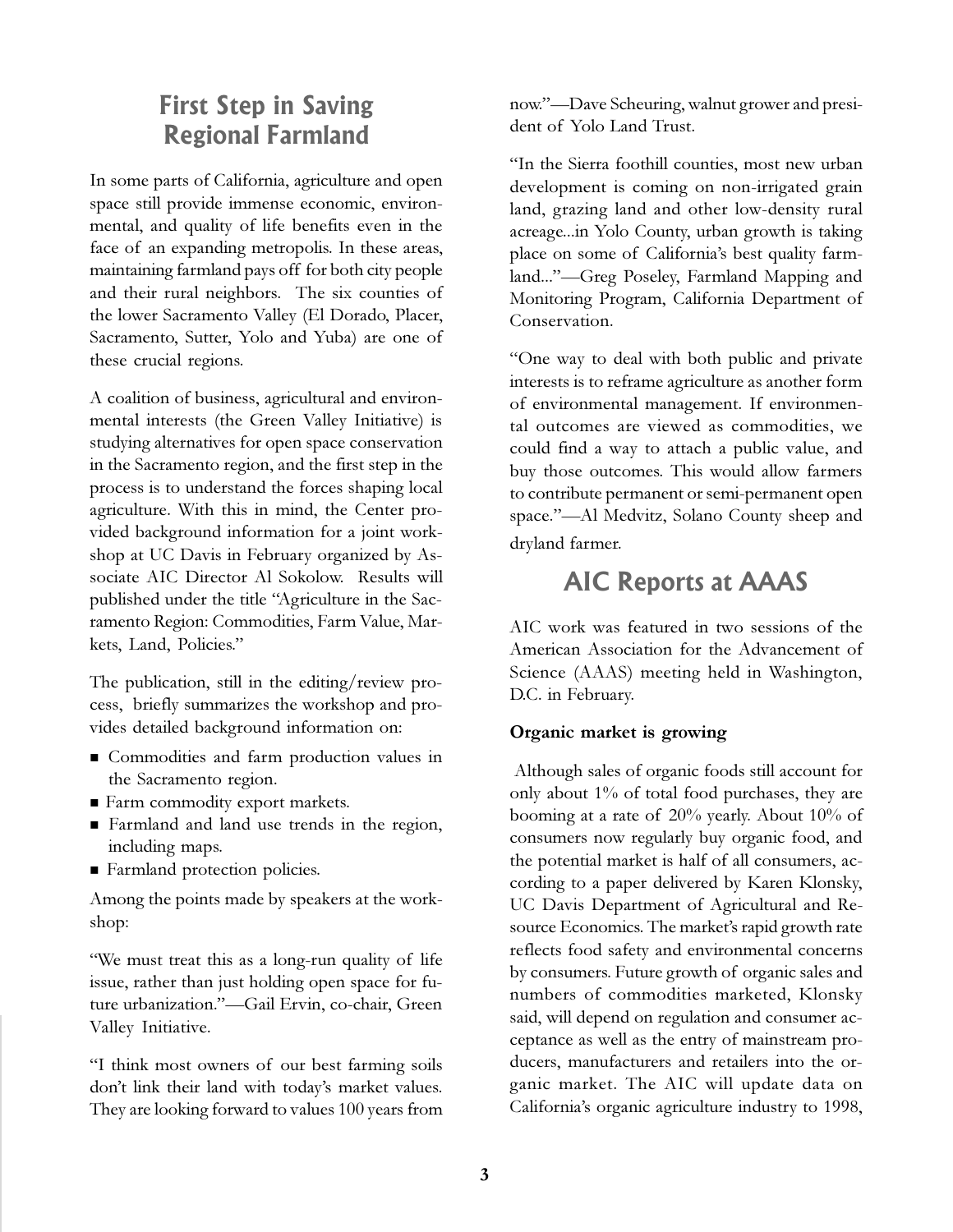## First Step in Saving Regional Farmland

In some parts of California, agriculture and open space still provide immense economic, environmental, and quality of life benefits even in the face of an expanding metropolis. In these areas, maintaining farmland pays off for both city people and their rural neighbors. The six counties of the lower Sacramento Valley (El Dorado, Placer, Sacramento, Sutter, Yolo and Yuba) are one of these crucial regions.

A coalition of business, agricultural and environmental interests (the Green Valley Initiative) is studying alternatives for open space conservation in the Sacramento region, and the first step in the process is to understand the forces shaping local agriculture. With this in mind, the Center provided background information for a joint workshop at UC Davis in February organized by Associate AIC Director Al Sokolow. Results will published under the title "Agriculture in the Sacramento Region: Commodities, Farm Value, Markets, Land, Policies."

The publication, still in the editing/review process, briefly summarizes the workshop and provides detailed background information on:

- Commodities and farm production values in the Sacramento region.
- Farm commodity export markets.
- Farmland and land use trends in the region, including maps.
- Farmland protection policies.

Among the points made by speakers at the workshop:

"We must treat this as a long-run quality of life issue, rather than just holding open space for future urbanization."—Gail Ervin, co-chair, Green Valley Initiative.

"I think most owners of our best farming soils don't link their land with today's market values. They are looking forward to values 100 years from now."—Dave Scheuring, walnut grower and president of Yolo Land Trust.

"In the Sierra foothill counties, most new urban development is coming on non-irrigated grain land, grazing land and other low-density rural acreage...in Yolo County, urban growth is taking place on some of California's best quality farmland..."—Greg Poseley, Farmland Mapping and Monitoring Program, California Department of Conservation.

"One way to deal with both public and private interests is to reframe agriculture as another form of environmental management. If environmental outcomes are viewed as commodities, we could find a way to attach a public value, and buy those outcomes. This would allow farmers to contribute permanent or semi-permanent open space."—Al Medvitz, Solano County sheep and dryland farmer.

## AIC Reports at AAAS

AIC work was featured in two sessions of the American Association for the Advancement of Science (AAAS) meeting held in Washington, D.C. in February.

**Organic market is growing**

Although sales of organic foods still account for only about 1% of total food purchases, they are booming at a rate of 20% yearly. About 10% of consumers now regularly buy organic food, and the potential market is half of all consumers, according to a paper delivered by Karen Klonsky, UC Davis Department of Agricultural and Resource Economics. The market's rapid growth rate reflects food safety and environmental concerns by consumers. Future growth of organic sales and numbers of commodities marketed, Klonsky said, will depend on regulation and consumer acceptance as well as the entry of mainstream producers, manufacturers and retailers into the organic market. The AIC will update data on California's organic agriculture industry to 1998,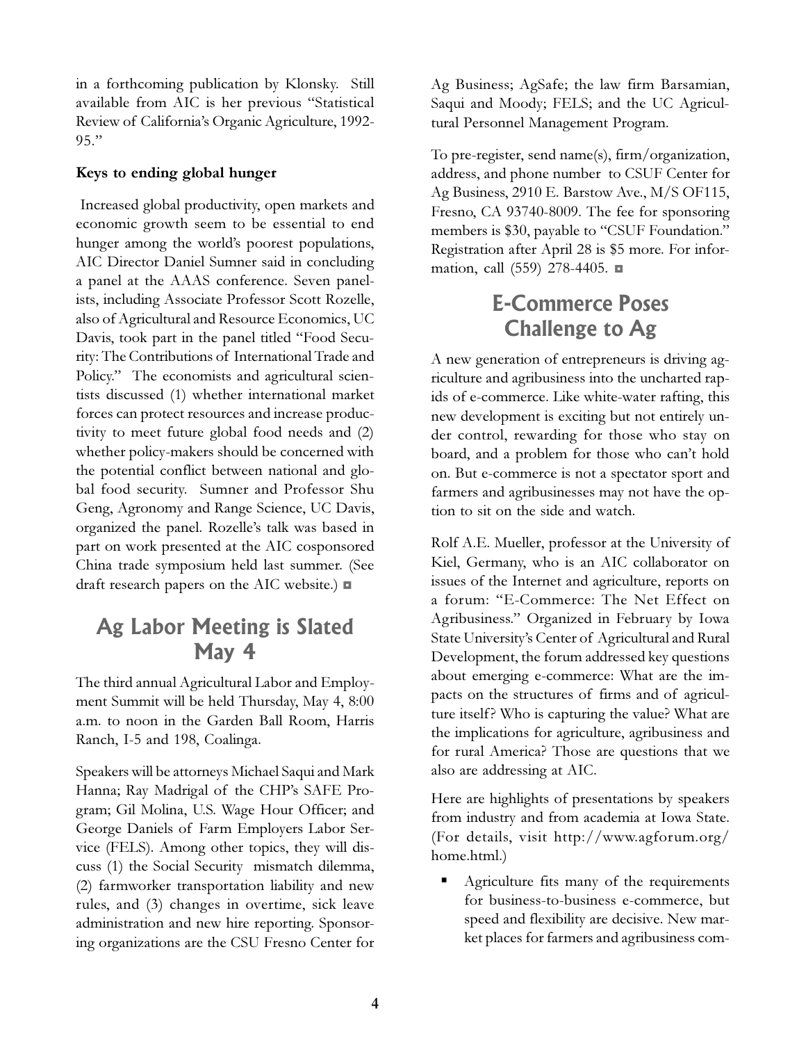in a forthcoming publication by Klonsky. Still available from AIC is her previous "Statistical Review of California's Organic Agriculture, 1992-95."

**Keys to ending global hunger**

Increased global productivity, open markets and economic growth seem to be essential to end hunger among the world's poorest populations, AIC Director Daniel Sumner said in concluding a panel at the AAAS conference. Seven panelists, including Associate Professor Scott Rozelle, also of Agricultural and Resource Economics, UC Davis, took part in the panel titled "Food Security: The Contributions of International Trade and Policy." The economists and agricultural scientists discussed (1) whether international market forces can protect resources and increase productivity to meet future global food needs and (2) whether policy-makers should be concerned with the potential conflict between national and global food security. Sumner and Professor Shu Geng, Agronomy and Range Science, UC Davis, organized the panel. Rozelle's talk was based in part on work presented at the AIC cosponsored China trade symposium held last summer. (See draft research papers on the AIC website.) ◘

## Ag Labor Meeting is Slated May 4

The third annual Agricultural Labor and Employment Summit will be held Thursday, May 4, 8:00 a.m. to noon in the Garden Ball Room, Harris Ranch, I-5 and 198, Coalinga.

Speakers will be attorneys Michael Saqui and Mark Hanna; Ray Madrigal of the CHP's SAFE Program; Gil Molina, U.S. Wage Hour Officer; and George Daniels of Farm Employers Labor Service (FELS). Among other topics, they will discuss (1) the Social Security mismatch dilemma, (2) farmworker transportation liability and new rules, and (3) changes in overtime, sick leave administration and new hire reporting. Sponsoring organizations are the CSU Fresno Center for Ag Business; AgSafe; the law firm Barsamian, Saqui and Moody; FELS; and the UC Agricultural Personnel Management Program.

To pre-register, send name(s), firm/organization, address, and phone number to CSUF Center for Ag Business, 2910 E. Barstow Ave., M/S OF115, Fresno, CA 93740-8009. The fee for sponsoring members is $30, payable to "CSUF Foundation." Registration after April 28 is $5 more. For information, call (559) 278-4405. ◘

## E-Commerce Poses Challenge to Ag

A new generation of entrepreneurs is driving agriculture and agribusiness into the uncharted rapids of e-commerce. Like white-water rafting, this new development is exciting but not entirely under control, rewarding for those who stay on board, and a problem for those who can't hold on. But e-commerce is not a spectator sport and farmers and agribusinesses may not have the option to sit on the side and watch.

Rolf A.E. Mueller, professor at the University of Kiel, Germany, who is an AIC collaborator on issues of the Internet and agriculture, reports on a forum: "E-Commerce: The Net Effect on Agribusiness." Organized in February by Iowa State University's Center of Agricultural and Rural Development, the forum addressed key questions about emerging e-commerce: What are the impacts on the structures of firms and of agriculture itself? Who is capturing the value? What are the implications for agriculture, agribusiness and for rural America? Those are questions that we also are addressing at AIC.

Here are highlights of presentations by speakers from industry and from academia at Iowa State. (For details, visit http://www.agforum.org/home.html.)

- Agriculture fits many of the requirements for business-to-business e-commerce, but speed and flexibility are decisive. New market places for farmers and agribusiness com-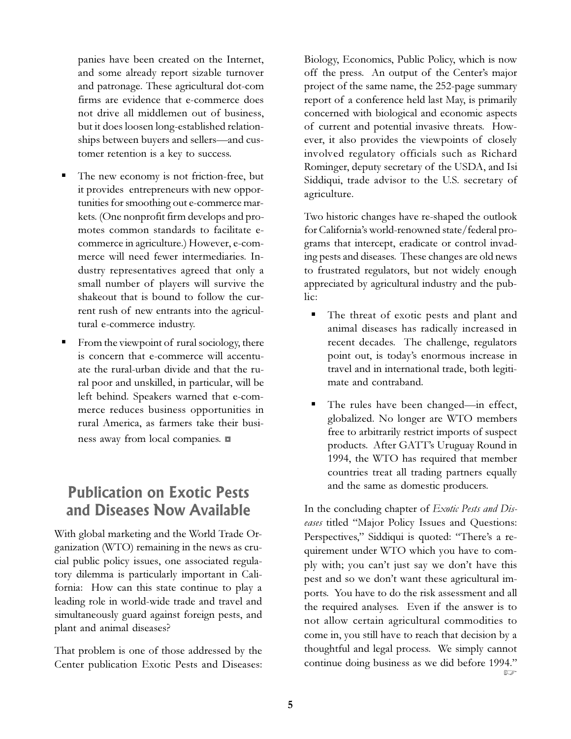panies have been created on the Internet, and some already report sizable turnover and patronage. These agricultural dot-com firms are evidence that e-commerce does not drive all middlemen out of business, but it does loosen long-established relationships between buyers and sellers—and customer retention is a key to success.

- The new economy is not friction-free, but it provides entrepreneurs with new opportunities for smoothing out e-commerce markets. (One nonprofit firm develops and promotes common standards to facilitate e-commerce in agriculture.) However, e-commerce will need fewer intermediaries. Industry representatives agreed that only a small number of players will survive the shakeout that is bound to follow the current rush of new entrants into the agricultural e-commerce industry.
- From the viewpoint of rural sociology, there is concern that e-commerce will accentuate the rural-urban divide and that the rural poor and unskilled, in particular, will be left behind. Speakers warned that e-commerce reduces business opportunities in rural America, as farmers take their business away from local companies. ◘

## Publication on Exotic Pests and Diseases Now Available

With global marketing and the World Trade Organization (WTO) remaining in the news as crucial public policy issues, one associated regulatory dilemma is particularly important in California: How can this state continue to play a leading role in world-wide trade and travel and simultaneously guard against foreign pests, and plant and animal diseases?

That problem is one of those addressed by the Center publication Exotic Pests and Diseases: Biology, Economics, Public Policy, which is now off the press. An output of the Center's major project of the same name, the 252-page summary report of a conference held last May, is primarily concerned with biological and economic aspects of current and potential invasive threats. However, it also provides the viewpoints of closely involved regulatory officials such as Richard Rominger, deputy secretary of the USDA, and Isi Siddiqui, trade advisor to the U.S. secretary of agriculture.

Two historic changes have re-shaped the outlook for California's world-renowned state/federal programs that intercept, eradicate or control invading pests and diseases. These changes are old news to frustrated regulators, but not widely enough appreciated by agricultural industry and the public:

- The threat of exotic pests and plant and animal diseases has radically increased in recent decades. The challenge, regulators point out, is today's enormous increase in travel and in international trade, both legitimate and contraband.
- The rules have been changed—in effect, globalized. No longer are WTO members free to arbitrarily restrict imports of suspect products. After GATT's Uruguay Round in 1994, the WTO has required that member countries treat all trading partners equally and the same as domestic producers.

In the concluding chapter of *Exotic Pests and Diseases* titled "Major Policy Issues and Questions: Perspectives," Siddiqui is quoted: "There's a requirement under WTO which you have to comply with; you can't just say we don't have this pest and so we don't want these agricultural imports. You have to do the risk assessment and all the required analyses. Even if the answer is to not allow certain agricultural commodities to come in, you still have to reach that decision by a thoughtful and legal process. We simply cannot continue doing business as we did before 1994." ☞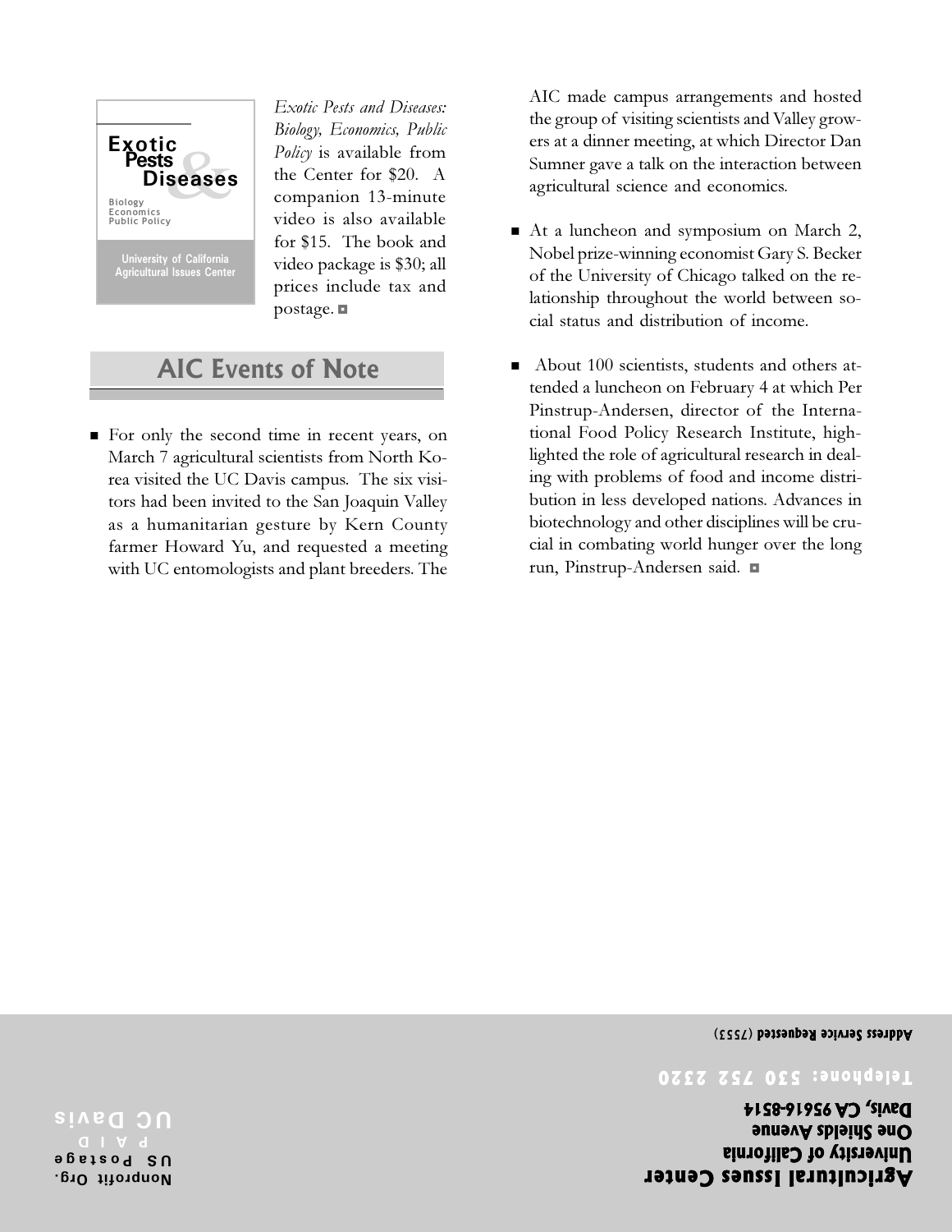*Exotic Pests and Diseases: Biology, Economics, Public Policy* is available from the Center for $20. A companion 13-minute video is also available for $15. The book and video package is $30; all prices include tax and postage. ◘

## AIC Events of Note

- For only the second time in recent years, on March 7 agricultural scientists from North Korea visited the UC Davis campus. The six visitors had been invited to the San Joaquin Valley as a humanitarian gesture by Kern County farmer Howard Yu, and requested a meeting with UC entomologists and plant breeders. The AIC made campus arrangements and hosted the group of visiting scientists and Valley growers at a dinner meeting, at which Director Dan Sumner gave a talk on the interaction between agricultural science and economics.

- At a luncheon and symposium on March 2, Nobel prize-winning economist Gary S. Becker of the University of Chicago talked on the relationship throughout the world between social status and distribution of income.

- About 100 scientists, students and others attended a luncheon on February 4 at which Per Pinstrup-Andersen, director of the International Food Policy Research Institute, highlighted the role of agricultural research in dealing with problems of food and income distribution in less developed nations. Advances in biotechnology and other disciplines will be crucial in combating world hunger over the long run, Pinstrup-Andersen said. ◘

**Agricultural Issues Center**
**University of California**
**One Shields Avenue**
**Davis, CA 95616-8514**

**Telephone: 530 752 2320**

**Address Service Requested** (7553)

Nonprofit Org.
US Postage
PAID
UC Davis